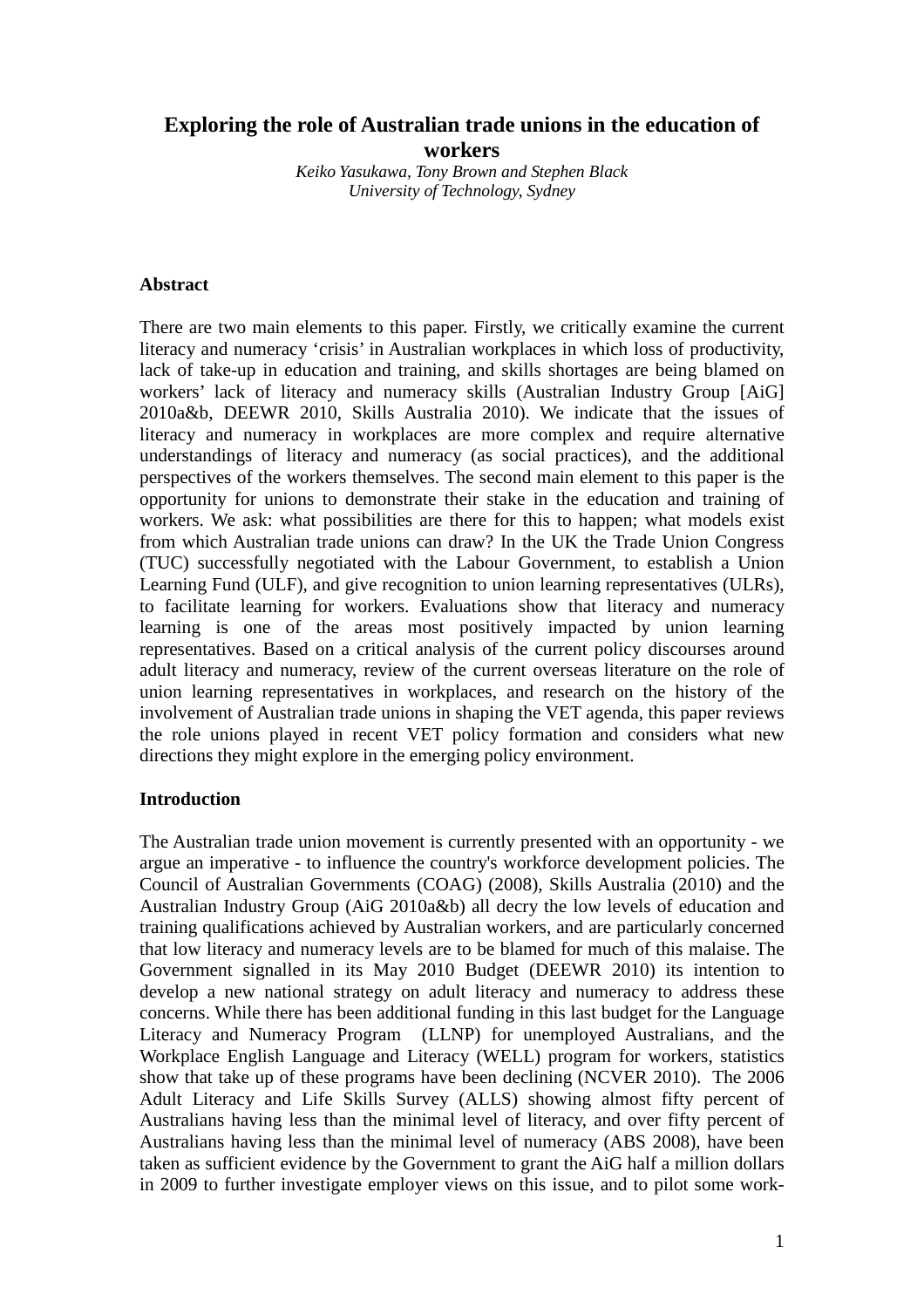# Exploring the role of Australian trade unions in the education of workers

*Keiko Yasukawa, Tony Brown and Stephen Black*
*University of Technology, Sydney*

## Abstract

There are two main elements to this paper. Firstly, we critically examine the current literacy and numeracy 'crisis' in Australian workplaces in which loss of productivity, lack of take-up in education and training, and skills shortages are being blamed on workers' lack of literacy and numeracy skills (Australian Industry Group [AiG] 2010a&b, DEEWR 2010, Skills Australia 2010). We indicate that the issues of literacy and numeracy in workplaces are more complex and require alternative understandings of literacy and numeracy (as social practices), and the additional perspectives of the workers themselves. The second main element to this paper is the opportunity for unions to demonstrate their stake in the education and training of workers. We ask: what possibilities are there for this to happen; what models exist from which Australian trade unions can draw? In the UK the Trade Union Congress (TUC) successfully negotiated with the Labour Government, to establish a Union Learning Fund (ULF), and give recognition to union learning representatives (ULRs), to facilitate learning for workers. Evaluations show that literacy and numeracy learning is one of the areas most positively impacted by union learning representatives. Based on a critical analysis of the current policy discourses around adult literacy and numeracy, review of the current overseas literature on the role of union learning representatives in workplaces, and research on the history of the involvement of Australian trade unions in shaping the VET agenda, this paper reviews the role unions played in recent VET policy formation and considers what new directions they might explore in the emerging policy environment.

## Introduction

The Australian trade union movement is currently presented with an opportunity - we argue an imperative - to influence the country's workforce development policies. The Council of Australian Governments (COAG) (2008), Skills Australia (2010) and the Australian Industry Group (AiG 2010a&b) all decry the low levels of education and training qualifications achieved by Australian workers, and are particularly concerned that low literacy and numeracy levels are to be blamed for much of this malaise. The Government signalled in its May 2010 Budget (DEEWR 2010) its intention to develop a new national strategy on adult literacy and numeracy to address these concerns. While there has been additional funding in this last budget for the Language Literacy and Numeracy Program (LLNP) for unemployed Australians, and the Workplace English Language and Literacy (WELL) program for workers, statistics show that take up of these programs have been declining (NCVER 2010). The 2006 Adult Literacy and Life Skills Survey (ALLS) showing almost fifty percent of Australians having less than the minimal level of literacy, and over fifty percent of Australians having less than the minimal level of numeracy (ABS 2008), have been taken as sufficient evidence by the Government to grant the AiG half a million dollars in 2009 to further investigate employer views on this issue, and to pilot some work-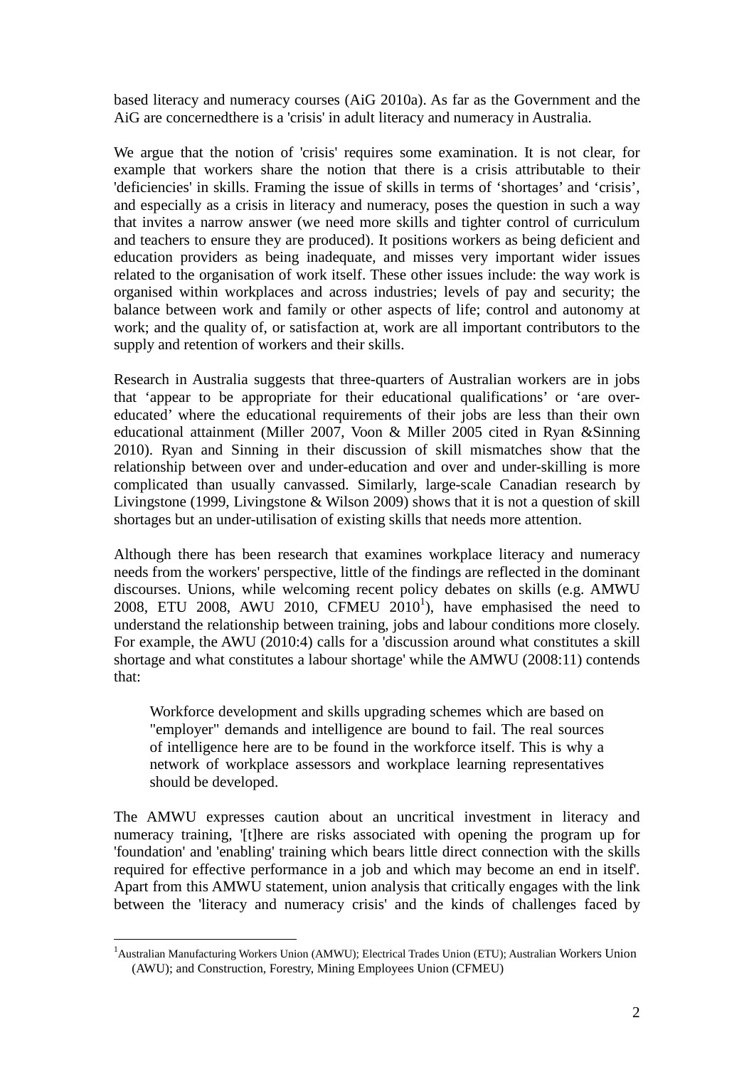based literacy and numeracy courses (AiG 2010a). As far as the Government and the AiG are concernedthere is a 'crisis' in adult literacy and numeracy in Australia.

We argue that the notion of 'crisis' requires some examination. It is not clear, for example that workers share the notion that there is a crisis attributable to their 'deficiencies' in skills. Framing the issue of skills in terms of 'shortages' and 'crisis', and especially as a crisis in literacy and numeracy, poses the question in such a way that invites a narrow answer (we need more skills and tighter control of curriculum and teachers to ensure they are produced). It positions workers as being deficient and education providers as being inadequate, and misses very important wider issues related to the organisation of work itself. These other issues include: the way work is organised within workplaces and across industries; levels of pay and security; the balance between work and family or other aspects of life; control and autonomy at work; and the quality of, or satisfaction at, work are all important contributors to the supply and retention of workers and their skills.

Research in Australia suggests that three-quarters of Australian workers are in jobs that 'appear to be appropriate for their educational qualifications' or 'are over-educated' where the educational requirements of their jobs are less than their own educational attainment (Miller 2007, Voon & Miller 2005 cited in Ryan &Sinning 2010). Ryan and Sinning in their discussion of skill mismatches show that the relationship between over and under-education and over and under-skilling is more complicated than usually canvassed. Similarly, large-scale Canadian research by Livingstone (1999, Livingstone & Wilson 2009) shows that it is not a question of skill shortages but an under-utilisation of existing skills that needs more attention.

Although there has been research that examines workplace literacy and numeracy needs from the workers' perspective, little of the findings are reflected in the dominant discourses. Unions, while welcoming recent policy debates on skills (e.g. AMWU 2008, ETU 2008, AWU 2010, CFMEU 2010[1]), have emphasised the need to understand the relationship between training, jobs and labour conditions more closely. For example, the AWU (2010:4) calls for a 'discussion around what constitutes a skill shortage and what constitutes a labour shortage' while the AMWU (2008:11) contends that:

> Workforce development and skills upgrading schemes which are based on "employer" demands and intelligence are bound to fail. The real sources of intelligence here are to be found in the workforce itself. This is why a network of workplace assessors and workplace learning representatives should be developed.

The AMWU expresses caution about an uncritical investment in literacy and numeracy training, '[t]here are risks associated with opening the program up for 'foundation' and 'enabling' training which bears little direct connection with the skills required for effective performance in a job and which may become an end in itself'. Apart from this AMWU statement, union analysis that critically engages with the link between the 'literacy and numeracy crisis' and the kinds of challenges faced by

[1] Australian Manufacturing Workers Union (AMWU); Electrical Trades Union (ETU); Australian Workers Union (AWU); and Construction, Forestry, Mining Employees Union (CFMEU)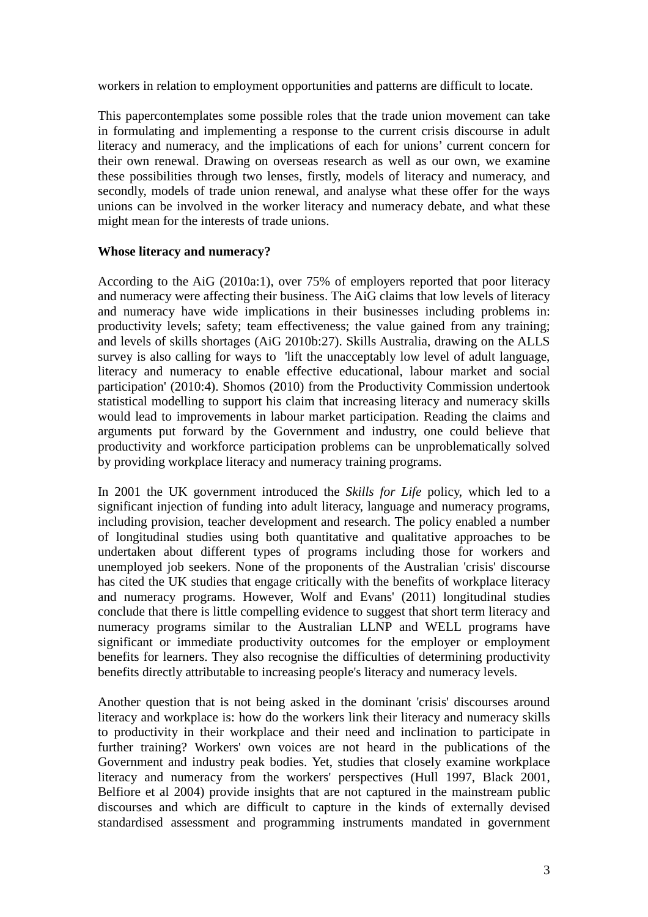workers in relation to employment opportunities and patterns are difficult to locate.

This papercontemplates some possible roles that the trade union movement can take in formulating and implementing a response to the current crisis discourse in adult literacy and numeracy, and the implications of each for unions' current concern for their own renewal. Drawing on overseas research as well as our own, we examine these possibilities through two lenses, firstly, models of literacy and numeracy, and secondly, models of trade union renewal, and analyse what these offer for the ways unions can be involved in the worker literacy and numeracy debate, and what these might mean for the interests of trade unions.

**Whose literacy and numeracy?**

According to the AiG (2010a:1), over 75% of employers reported that poor literacy and numeracy were affecting their business. The AiG claims that low levels of literacy and numeracy have wide implications in their businesses including problems in: productivity levels; safety; team effectiveness; the value gained from any training; and levels of skills shortages (AiG 2010b:27). Skills Australia, drawing on the ALLS survey is also calling for ways to 'lift the unacceptably low level of adult language, literacy and numeracy to enable effective educational, labour market and social participation' (2010:4). Shomos (2010) from the Productivity Commission undertook statistical modelling to support his claim that increasing literacy and numeracy skills would lead to improvements in labour market participation. Reading the claims and arguments put forward by the Government and industry, one could believe that productivity and workforce participation problems can be unproblematically solved by providing workplace literacy and numeracy training programs.

In 2001 the UK government introduced the *Skills for Life* policy, which led to a significant injection of funding into adult literacy, language and numeracy programs, including provision, teacher development and research. The policy enabled a number of longitudinal studies using both quantitative and qualitative approaches to be undertaken about different types of programs including those for workers and unemployed job seekers. None of the proponents of the Australian 'crisis' discourse has cited the UK studies that engage critically with the benefits of workplace literacy and numeracy programs. However, Wolf and Evans' (2011) longitudinal studies conclude that there is little compelling evidence to suggest that short term literacy and numeracy programs similar to the Australian LLNP and WELL programs have significant or immediate productivity outcomes for the employer or employment benefits for learners. They also recognise the difficulties of determining productivity benefits directly attributable to increasing people's literacy and numeracy levels.

Another question that is not being asked in the dominant 'crisis' discourses around literacy and workplace is: how do the workers link their literacy and numeracy skills to productivity in their workplace and their need and inclination to participate in further training? Workers' own voices are not heard in the publications of the Government and industry peak bodies. Yet, studies that closely examine workplace literacy and numeracy from the workers' perspectives (Hull 1997, Black 2001, Belfiore et al 2004) provide insights that are not captured in the mainstream public discourses and which are difficult to capture in the kinds of externally devised standardised assessment and programming instruments mandated in government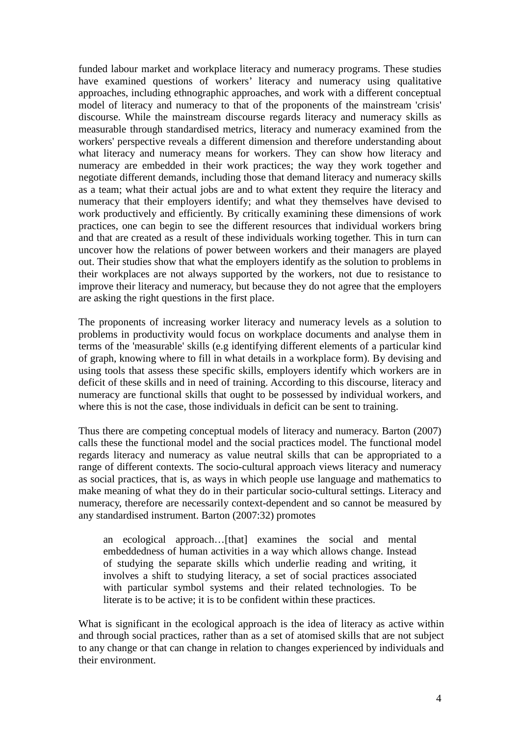funded labour market and workplace literacy and numeracy programs. These studies have examined questions of workers' literacy and numeracy using qualitative approaches, including ethnographic approaches, and work with a different conceptual model of literacy and numeracy to that of the proponents of the mainstream 'crisis' discourse. While the mainstream discourse regards literacy and numeracy skills as measurable through standardised metrics, literacy and numeracy examined from the workers' perspective reveals a different dimension and therefore understanding about what literacy and numeracy means for workers. They can show how literacy and numeracy are embedded in their work practices; the way they work together and negotiate different demands, including those that demand literacy and numeracy skills as a team; what their actual jobs are and to what extent they require the literacy and numeracy that their employers identify; and what they themselves have devised to work productively and efficiently. By critically examining these dimensions of work practices, one can begin to see the different resources that individual workers bring and that are created as a result of these individuals working together. This in turn can uncover how the relations of power between workers and their managers are played out. Their studies show that what the employers identify as the solution to problems in their workplaces are not always supported by the workers, not due to resistance to improve their literacy and numeracy, but because they do not agree that the employers are asking the right questions in the first place.

The proponents of increasing worker literacy and numeracy levels as a solution to problems in productivity would focus on workplace documents and analyse them in terms of the 'measurable' skills (e.g identifying different elements of a particular kind of graph, knowing where to fill in what details in a workplace form). By devising and using tools that assess these specific skills, employers identify which workers are in deficit of these skills and in need of training. According to this discourse, literacy and numeracy are functional skills that ought to be possessed by individual workers, and where this is not the case, those individuals in deficit can be sent to training.

Thus there are competing conceptual models of literacy and numeracy. Barton (2007) calls these the functional model and the social practices model. The functional model regards literacy and numeracy as value neutral skills that can be appropriated to a range of different contexts. The socio-cultural approach views literacy and numeracy as social practices, that is, as ways in which people use language and mathematics to make meaning of what they do in their particular socio-cultural settings. Literacy and numeracy, therefore are necessarily context-dependent and so cannot be measured by any standardised instrument. Barton (2007:32) promotes

> an ecological approach…[that] examines the social and mental embeddedness of human activities in a way which allows change. Instead of studying the separate skills which underlie reading and writing, it involves a shift to studying literacy, a set of social practices associated with particular symbol systems and their related technologies. To be literate is to be active; it is to be confident within these practices.

What is significant in the ecological approach is the idea of literacy as active within and through social practices, rather than as a set of atomised skills that are not subject to any change or that can change in relation to changes experienced by individuals and their environment.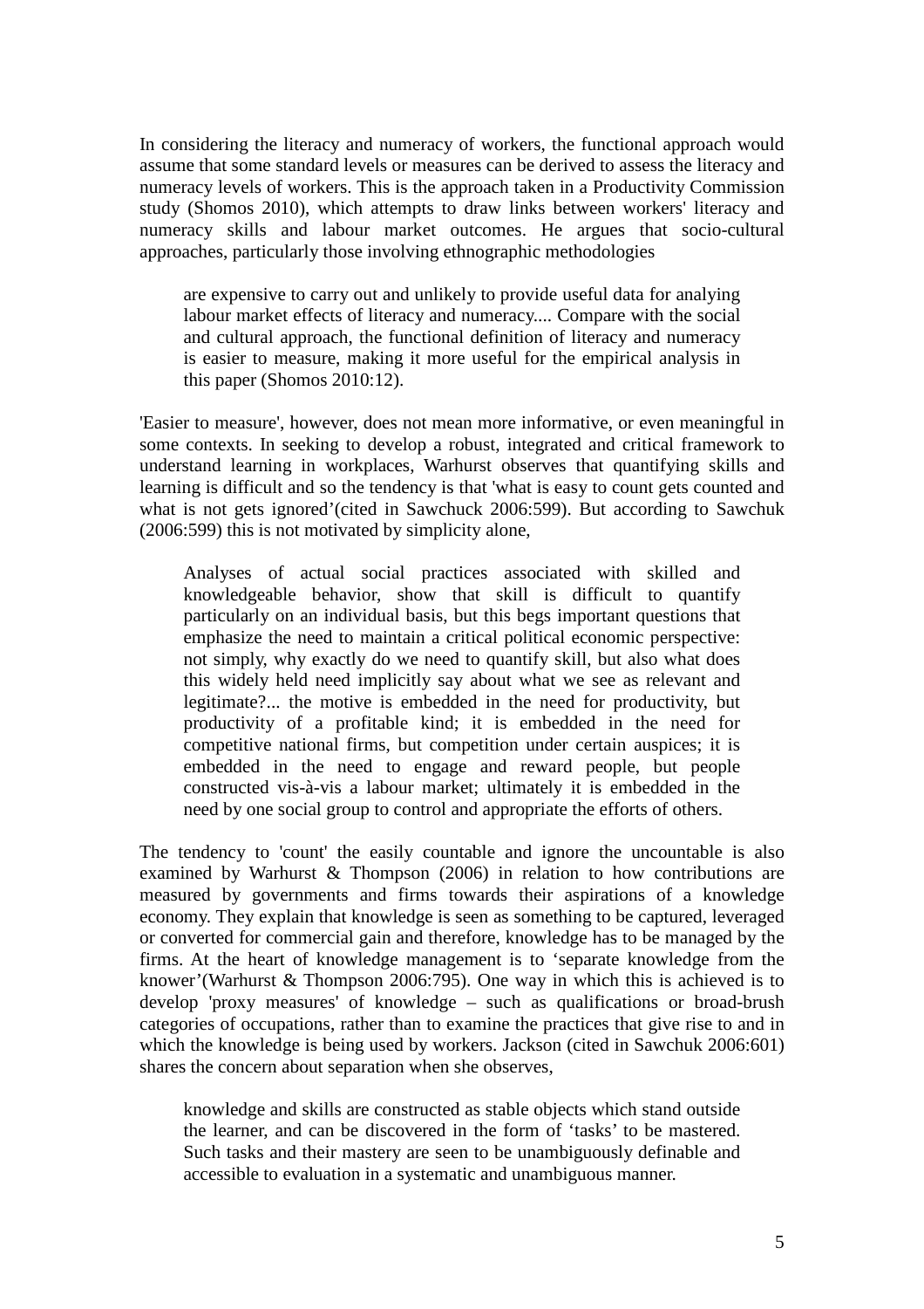In considering the literacy and numeracy of workers, the functional approach would assume that some standard levels or measures can be derived to assess the literacy and numeracy levels of workers. This is the approach taken in a Productivity Commission study (Shomos 2010), which attempts to draw links between workers' literacy and numeracy skills and labour market outcomes. He argues that socio-cultural approaches, particularly those involving ethnographic methodologies

> are expensive to carry out and unlikely to provide useful data for analying labour market effects of literacy and numeracy.... Compare with the social and cultural approach, the functional definition of literacy and numeracy is easier to measure, making it more useful for the empirical analysis in this paper (Shomos 2010:12).

'Easier to measure', however, does not mean more informative, or even meaningful in some contexts. In seeking to develop a robust, integrated and critical framework to understand learning in workplaces, Warhurst observes that quantifying skills and learning is difficult and so the tendency is that 'what is easy to count gets counted and what is not gets ignored'(cited in Sawchuck 2006:599). But according to Sawchuk (2006:599) this is not motivated by simplicity alone,

> Analyses of actual social practices associated with skilled and knowledgeable behavior, show that skill is difficult to quantify particularly on an individual basis, but this begs important questions that emphasize the need to maintain a critical political economic perspective: not simply, why exactly do we need to quantify skill, but also what does this widely held need implicitly say about what we see as relevant and legitimate?... the motive is embedded in the need for productivity, but productivity of a profitable kind; it is embedded in the need for competitive national firms, but competition under certain auspices; it is embedded in the need to engage and reward people, but people constructed vis-à-vis a labour market; ultimately it is embedded in the need by one social group to control and appropriate the efforts of others.

The tendency to 'count' the easily countable and ignore the uncountable is also examined by Warhurst & Thompson (2006) in relation to how contributions are measured by governments and firms towards their aspirations of a knowledge economy. They explain that knowledge is seen as something to be captured, leveraged or converted for commercial gain and therefore, knowledge has to be managed by the firms. At the heart of knowledge management is to 'separate knowledge from the knower'(Warhurst & Thompson 2006:795). One way in which this is achieved is to develop 'proxy measures' of knowledge – such as qualifications or broad-brush categories of occupations, rather than to examine the practices that give rise to and in which the knowledge is being used by workers. Jackson (cited in Sawchuk 2006:601) shares the concern about separation when she observes,

> knowledge and skills are constructed as stable objects which stand outside the learner, and can be discovered in the form of 'tasks' to be mastered. Such tasks and their mastery are seen to be unambiguously definable and accessible to evaluation in a systematic and unambiguous manner.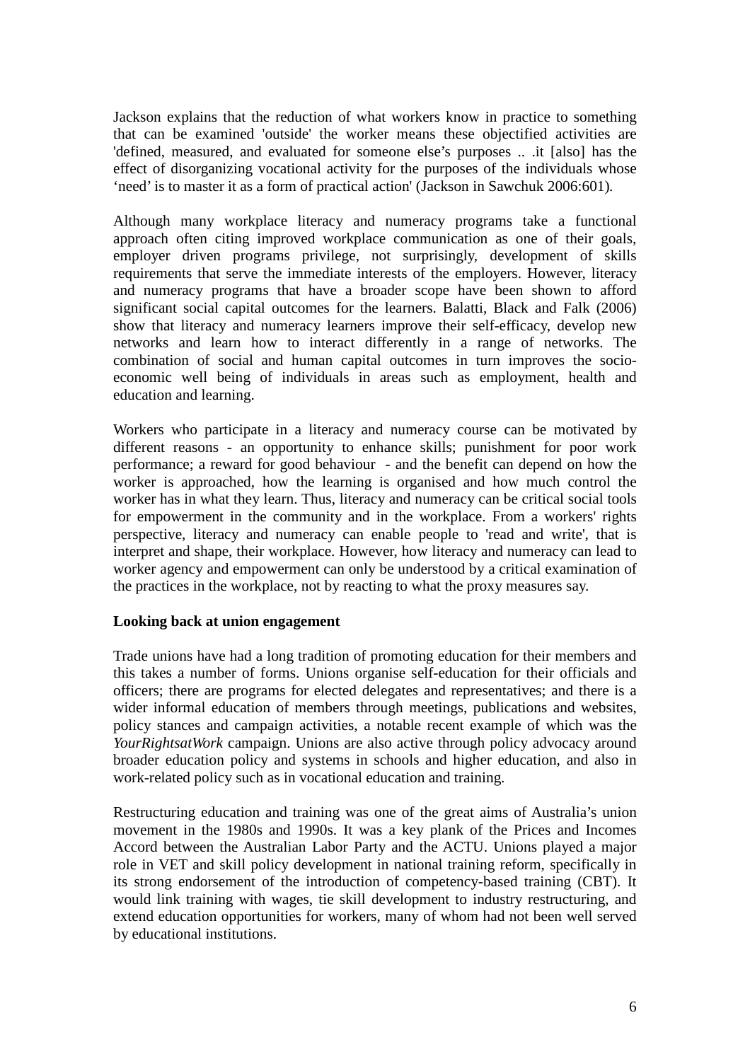Jackson explains that the reduction of what workers know in practice to something that can be examined 'outside' the worker means these objectified activities are 'defined, measured, and evaluated for someone else's purposes .. .it [also] has the effect of disorganizing vocational activity for the purposes of the individuals whose 'need' is to master it as a form of practical action' (Jackson in Sawchuk 2006:601).

Although many workplace literacy and numeracy programs take a functional approach often citing improved workplace communication as one of their goals, employer driven programs privilege, not surprisingly, development of skills requirements that serve the immediate interests of the employers. However, literacy and numeracy programs that have a broader scope have been shown to afford significant social capital outcomes for the learners. Balatti, Black and Falk (2006) show that literacy and numeracy learners improve their self-efficacy, develop new networks and learn how to interact differently in a range of networks. The combination of social and human capital outcomes in turn improves the socio-economic well being of individuals in areas such as employment, health and education and learning.

Workers who participate in a literacy and numeracy course can be motivated by different reasons - an opportunity to enhance skills; punishment for poor work performance; a reward for good behaviour - and the benefit can depend on how the worker is approached, how the learning is organised and how much control the worker has in what they learn. Thus, literacy and numeracy can be critical social tools for empowerment in the community and in the workplace. From a workers' rights perspective, literacy and numeracy can enable people to 'read and write', that is interpret and shape, their workplace. However, how literacy and numeracy can lead to worker agency and empowerment can only be understood by a critical examination of the practices in the workplace, not by reacting to what the proxy measures say.

**Looking back at union engagement**

Trade unions have had a long tradition of promoting education for their members and this takes a number of forms. Unions organise self-education for their officials and officers; there are programs for elected delegates and representatives; and there is a wider informal education of members through meetings, publications and websites, policy stances and campaign activities, a notable recent example of which was the *YourRightsatWork* campaign. Unions are also active through policy advocacy around broader education policy and systems in schools and higher education, and also in work-related policy such as in vocational education and training.

Restructuring education and training was one of the great aims of Australia's union movement in the 1980s and 1990s. It was a key plank of the Prices and Incomes Accord between the Australian Labor Party and the ACTU. Unions played a major role in VET and skill policy development in national training reform, specifically in its strong endorsement of the introduction of competency-based training (CBT). It would link training with wages, tie skill development to industry restructuring, and extend education opportunities for workers, many of whom had not been well served by educational institutions.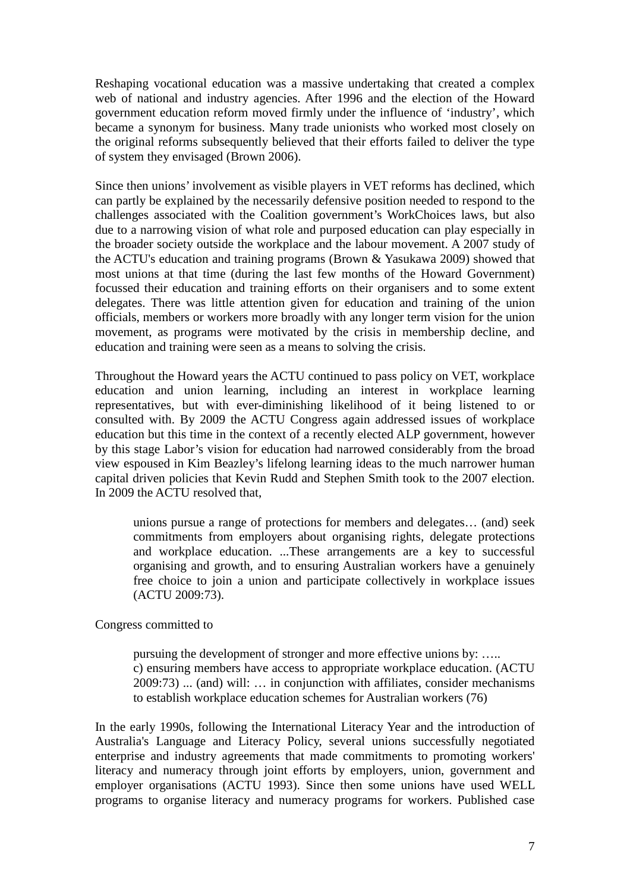Reshaping vocational education was a massive undertaking that created a complex web of national and industry agencies. After 1996 and the election of the Howard government education reform moved firmly under the influence of 'industry', which became a synonym for business. Many trade unionists who worked most closely on the original reforms subsequently believed that their efforts failed to deliver the type of system they envisaged (Brown 2006).

Since then unions' involvement as visible players in VET reforms has declined, which can partly be explained by the necessarily defensive position needed to respond to the challenges associated with the Coalition government's WorkChoices laws, but also due to a narrowing vision of what role and purposed education can play especially in the broader society outside the workplace and the labour movement. A 2007 study of the ACTU's education and training programs (Brown & Yasukawa 2009) showed that most unions at that time (during the last few months of the Howard Government) focussed their education and training efforts on their organisers and to some extent delegates. There was little attention given for education and training of the union officials, members or workers more broadly with any longer term vision for the union movement, as programs were motivated by the crisis in membership decline, and education and training were seen as a means to solving the crisis.

Throughout the Howard years the ACTU continued to pass policy on VET, workplace education and union learning, including an interest in workplace learning representatives, but with ever-diminishing likelihood of it being listened to or consulted with. By 2009 the ACTU Congress again addressed issues of workplace education but this time in the context of a recently elected ALP government, however by this stage Labor's vision for education had narrowed considerably from the broad view espoused in Kim Beazley's lifelong learning ideas to the much narrower human capital driven policies that Kevin Rudd and Stephen Smith took to the 2007 election. In 2009 the ACTU resolved that,

> unions pursue a range of protections for members and delegates… (and) seek commitments from employers about organising rights, delegate protections and workplace education. ...These arrangements are a key to successful organising and growth, and to ensuring Australian workers have a genuinely free choice to join a union and participate collectively in workplace issues (ACTU 2009:73).

Congress committed to

> pursuing the development of stronger and more effective unions by: …..
> c) ensuring members have access to appropriate workplace education. (ACTU 2009:73) ... (and) will: … in conjunction with affiliates, consider mechanisms to establish workplace education schemes for Australian workers (76)

In the early 1990s, following the International Literacy Year and the introduction of Australia's Language and Literacy Policy, several unions successfully negotiated enterprise and industry agreements that made commitments to promoting workers' literacy and numeracy through joint efforts by employers, union, government and employer organisations (ACTU 1993). Since then some unions have used WELL programs to organise literacy and numeracy programs for workers. Published case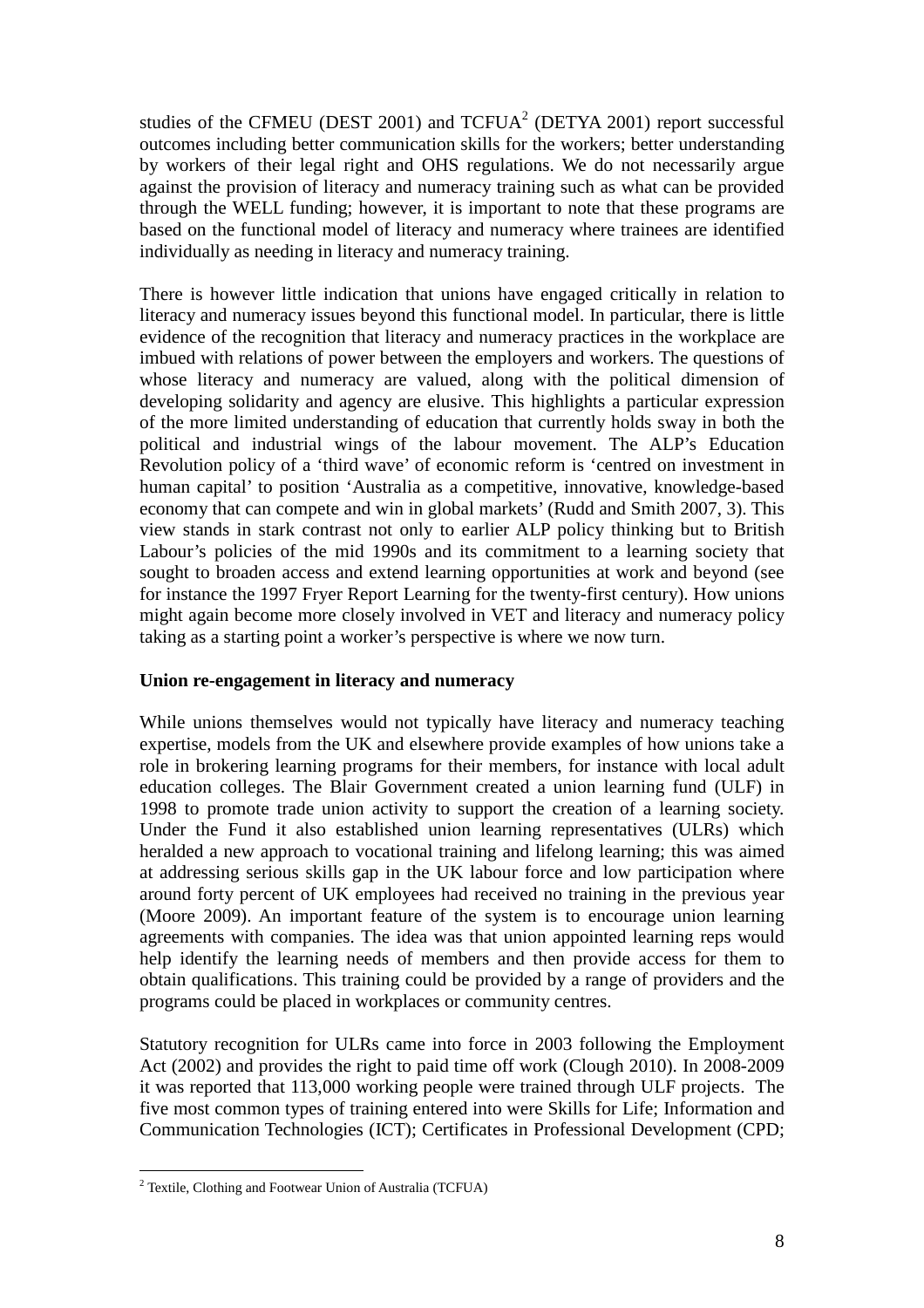studies of the CFMEU (DEST 2001) and TCFUA[2] (DETYA 2001) report successful outcomes including better communication skills for the workers; better understanding by workers of their legal right and OHS regulations. We do not necessarily argue against the provision of literacy and numeracy training such as what can be provided through the WELL funding; however, it is important to note that these programs are based on the functional model of literacy and numeracy where trainees are identified individually as needing in literacy and numeracy training.

There is however little indication that unions have engaged critically in relation to literacy and numeracy issues beyond this functional model. In particular, there is little evidence of the recognition that literacy and numeracy practices in the workplace are imbued with relations of power between the employers and workers. The questions of whose literacy and numeracy are valued, along with the political dimension of developing solidarity and agency are elusive. This highlights a particular expression of the more limited understanding of education that currently holds sway in both the political and industrial wings of the labour movement. The ALP's Education Revolution policy of a 'third wave' of economic reform is 'centred on investment in human capital' to position 'Australia as a competitive, innovative, knowledge-based economy that can compete and win in global markets' (Rudd and Smith 2007, 3). This view stands in stark contrast not only to earlier ALP policy thinking but to British Labour's policies of the mid 1990s and its commitment to a learning society that sought to broaden access and extend learning opportunities at work and beyond (see for instance the 1997 Fryer Report Learning for the twenty-first century). How unions might again become more closely involved in VET and literacy and numeracy policy taking as a starting point a worker's perspective is where we now turn.

**Union re-engagement in literacy and numeracy**

While unions themselves would not typically have literacy and numeracy teaching expertise, models from the UK and elsewhere provide examples of how unions take a role in brokering learning programs for their members, for instance with local adult education colleges. The Blair Government created a union learning fund (ULF) in 1998 to promote trade union activity to support the creation of a learning society. Under the Fund it also established union learning representatives (ULRs) which heralded a new approach to vocational training and lifelong learning; this was aimed at addressing serious skills gap in the UK labour force and low participation where around forty percent of UK employees had received no training in the previous year (Moore 2009). An important feature of the system is to encourage union learning agreements with companies. The idea was that union appointed learning reps would help identify the learning needs of members and then provide access for them to obtain qualifications. This training could be provided by a range of providers and the programs could be placed in workplaces or community centres.

Statutory recognition for ULRs came into force in 2003 following the Employment Act (2002) and provides the right to paid time off work (Clough 2010). In 2008-2009 it was reported that 113,000 working people were trained through ULF projects. The five most common types of training entered into were Skills for Life; Information and Communication Technologies (ICT); Certificates in Professional Development (CPD;

[2] Textile, Clothing and Footwear Union of Australia (TCFUA)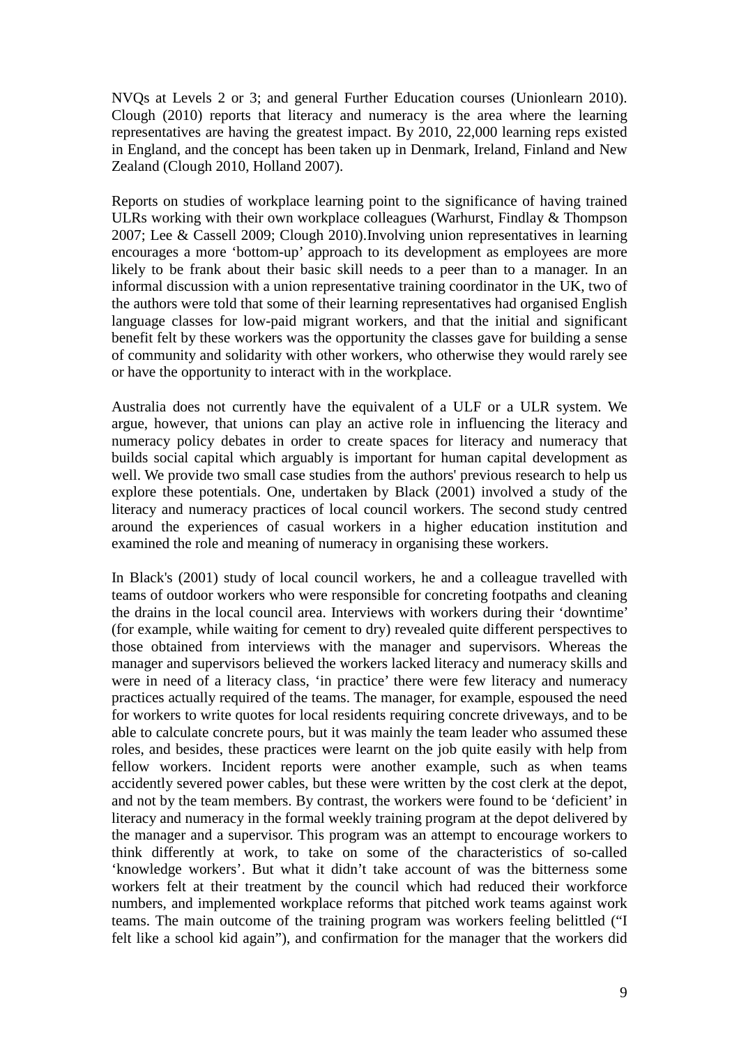NVQs at Levels 2 or 3; and general Further Education courses (Unionlearn 2010). Clough (2010) reports that literacy and numeracy is the area where the learning representatives are having the greatest impact. By 2010, 22,000 learning reps existed in England, and the concept has been taken up in Denmark, Ireland, Finland and New Zealand (Clough 2010, Holland 2007).

Reports on studies of workplace learning point to the significance of having trained ULRs working with their own workplace colleagues (Warhurst, Findlay & Thompson 2007; Lee & Cassell 2009; Clough 2010).Involving union representatives in learning encourages a more 'bottom-up' approach to its development as employees are more likely to be frank about their basic skill needs to a peer than to a manager. In an informal discussion with a union representative training coordinator in the UK, two of the authors were told that some of their learning representatives had organised English language classes for low-paid migrant workers, and that the initial and significant benefit felt by these workers was the opportunity the classes gave for building a sense of community and solidarity with other workers, who otherwise they would rarely see or have the opportunity to interact with in the workplace.

Australia does not currently have the equivalent of a ULF or a ULR system. We argue, however, that unions can play an active role in influencing the literacy and numeracy policy debates in order to create spaces for literacy and numeracy that builds social capital which arguably is important for human capital development as well. We provide two small case studies from the authors' previous research to help us explore these potentials. One, undertaken by Black (2001) involved a study of the literacy and numeracy practices of local council workers. The second study centred around the experiences of casual workers in a higher education institution and examined the role and meaning of numeracy in organising these workers.

In Black's (2001) study of local council workers, he and a colleague travelled with teams of outdoor workers who were responsible for concreting footpaths and cleaning the drains in the local council area. Interviews with workers during their 'downtime' (for example, while waiting for cement to dry) revealed quite different perspectives to those obtained from interviews with the manager and supervisors. Whereas the manager and supervisors believed the workers lacked literacy and numeracy skills and were in need of a literacy class, 'in practice' there were few literacy and numeracy practices actually required of the teams. The manager, for example, espoused the need for workers to write quotes for local residents requiring concrete driveways, and to be able to calculate concrete pours, but it was mainly the team leader who assumed these roles, and besides, these practices were learnt on the job quite easily with help from fellow workers. Incident reports were another example, such as when teams accidently severed power cables, but these were written by the cost clerk at the depot, and not by the team members. By contrast, the workers were found to be 'deficient' in literacy and numeracy in the formal weekly training program at the depot delivered by the manager and a supervisor. This program was an attempt to encourage workers to think differently at work, to take on some of the characteristics of so-called 'knowledge workers'. But what it didn't take account of was the bitterness some workers felt at their treatment by the council which had reduced their workforce numbers, and implemented workplace reforms that pitched work teams against work teams. The main outcome of the training program was workers feeling belittled ("I felt like a school kid again"), and confirmation for the manager that the workers did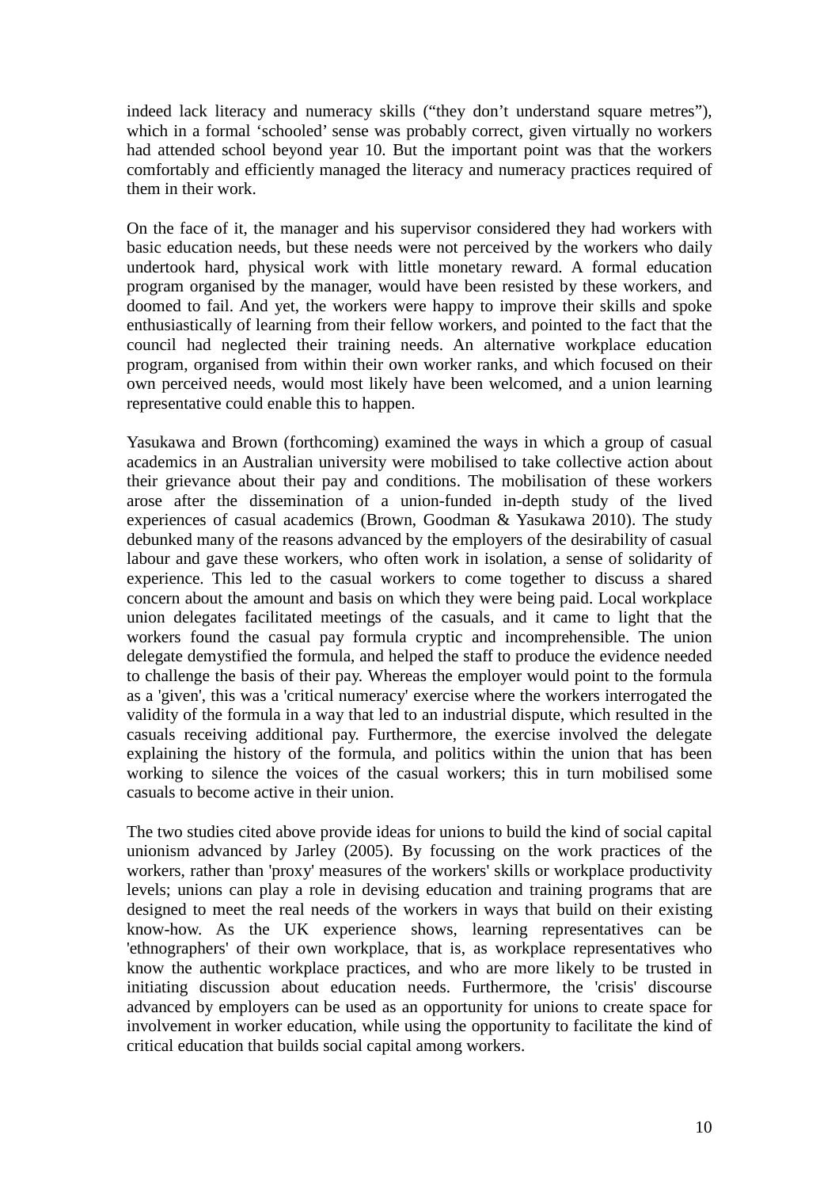indeed lack literacy and numeracy skills ("they don't understand square metres"), which in a formal 'schooled' sense was probably correct, given virtually no workers had attended school beyond year 10. But the important point was that the workers comfortably and efficiently managed the literacy and numeracy practices required of them in their work.

On the face of it, the manager and his supervisor considered they had workers with basic education needs, but these needs were not perceived by the workers who daily undertook hard, physical work with little monetary reward. A formal education program organised by the manager, would have been resisted by these workers, and doomed to fail. And yet, the workers were happy to improve their skills and spoke enthusiastically of learning from their fellow workers, and pointed to the fact that the council had neglected their training needs. An alternative workplace education program, organised from within their own worker ranks, and which focused on their own perceived needs, would most likely have been welcomed, and a union learning representative could enable this to happen.

Yasukawa and Brown (forthcoming) examined the ways in which a group of casual academics in an Australian university were mobilised to take collective action about their grievance about their pay and conditions. The mobilisation of these workers arose after the dissemination of a union-funded in-depth study of the lived experiences of casual academics (Brown, Goodman & Yasukawa 2010). The study debunked many of the reasons advanced by the employers of the desirability of casual labour and gave these workers, who often work in isolation, a sense of solidarity of experience. This led to the casual workers to come together to discuss a shared concern about the amount and basis on which they were being paid. Local workplace union delegates facilitated meetings of the casuals, and it came to light that the workers found the casual pay formula cryptic and incomprehensible. The union delegate demystified the formula, and helped the staff to produce the evidence needed to challenge the basis of their pay. Whereas the employer would point to the formula as a 'given', this was a 'critical numeracy' exercise where the workers interrogated the validity of the formula in a way that led to an industrial dispute, which resulted in the casuals receiving additional pay. Furthermore, the exercise involved the delegate explaining the history of the formula, and politics within the union that has been working to silence the voices of the casual workers; this in turn mobilised some casuals to become active in their union.

The two studies cited above provide ideas for unions to build the kind of social capital unionism advanced by Jarley (2005). By focussing on the work practices of the workers, rather than 'proxy' measures of the workers' skills or workplace productivity levels; unions can play a role in devising education and training programs that are designed to meet the real needs of the workers in ways that build on their existing know-how. As the UK experience shows, learning representatives can be 'ethnographers' of their own workplace, that is, as workplace representatives who know the authentic workplace practices, and who are more likely to be trusted in initiating discussion about education needs. Furthermore, the 'crisis' discourse advanced by employers can be used as an opportunity for unions to create space for involvement in worker education, while using the opportunity to facilitate the kind of critical education that builds social capital among workers.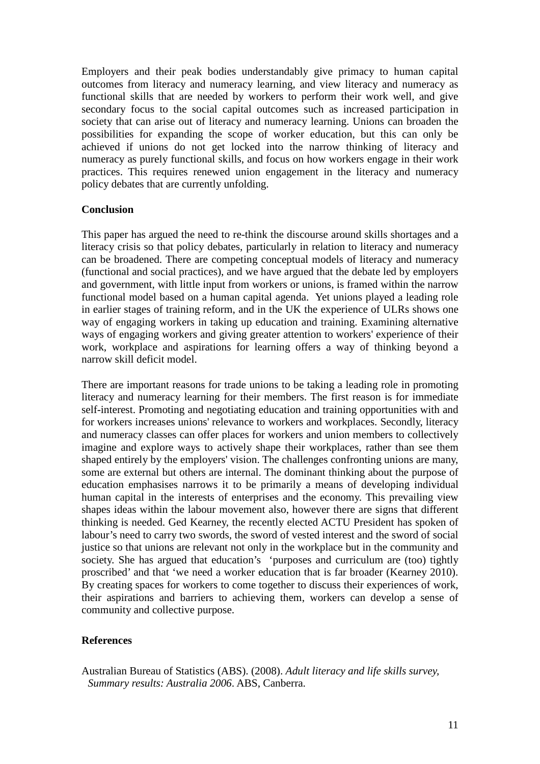Employers and their peak bodies understandably give primacy to human capital outcomes from literacy and numeracy learning, and view literacy and numeracy as functional skills that are needed by workers to perform their work well, and give secondary focus to the social capital outcomes such as increased participation in society that can arise out of literacy and numeracy learning. Unions can broaden the possibilities for expanding the scope of worker education, but this can only be achieved if unions do not get locked into the narrow thinking of literacy and numeracy as purely functional skills, and focus on how workers engage in their work practices. This requires renewed union engagement in the literacy and numeracy policy debates that are currently unfolding.

**Conclusion**

This paper has argued the need to re-think the discourse around skills shortages and a literacy crisis so that policy debates, particularly in relation to literacy and numeracy can be broadened. There are competing conceptual models of literacy and numeracy (functional and social practices), and we have argued that the debate led by employers and government, with little input from workers or unions, is framed within the narrow functional model based on a human capital agenda. Yet unions played a leading role in earlier stages of training reform, and in the UK the experience of ULRs shows one way of engaging workers in taking up education and training. Examining alternative ways of engaging workers and giving greater attention to workers' experience of their work, workplace and aspirations for learning offers a way of thinking beyond a narrow skill deficit model.

There are important reasons for trade unions to be taking a leading role in promoting literacy and numeracy learning for their members. The first reason is for immediate self-interest. Promoting and negotiating education and training opportunities with and for workers increases unions' relevance to workers and workplaces. Secondly, literacy and numeracy classes can offer places for workers and union members to collectively imagine and explore ways to actively shape their workplaces, rather than see them shaped entirely by the employers' vision. The challenges confronting unions are many, some are external but others are internal. The dominant thinking about the purpose of education emphasises narrows it to be primarily a means of developing individual human capital in the interests of enterprises and the economy. This prevailing view shapes ideas within the labour movement also, however there are signs that different thinking is needed. Ged Kearney, the recently elected ACTU President has spoken of labour's need to carry two swords, the sword of vested interest and the sword of social justice so that unions are relevant not only in the workplace but in the community and society. She has argued that education's 'purposes and curriculum are (too) tightly proscribed' and that 'we need a worker education that is far broader (Kearney 2010). By creating spaces for workers to come together to discuss their experiences of work, their aspirations and barriers to achieving them, workers can develop a sense of community and collective purpose.

**References**

Australian Bureau of Statistics (ABS). (2008). *Adult literacy and life skills survey, Summary results: Australia 2006*. ABS, Canberra.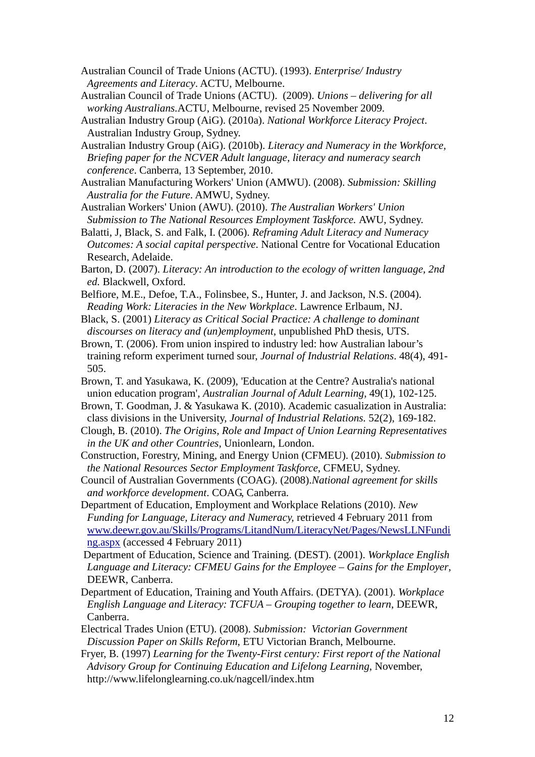Australian Council of Trade Unions (ACTU). (1993). *Enterprise/ Industry Agreements and Literacy*. ACTU, Melbourne.

Australian Council of Trade Unions (ACTU). (2009). *Unions – delivering for all working Australians*.ACTU, Melbourne, revised 25 November 2009.

Australian Industry Group (AiG). (2010a). *National Workforce Literacy Project*. Australian Industry Group, Sydney.

Australian Industry Group (AiG). (2010b). *Literacy and Numeracy in the Workforce, Briefing paper for the NCVER Adult language, literacy and numeracy search conference*. Canberra, 13 September, 2010.

Australian Manufacturing Workers' Union (AMWU). (2008). *Submission: Skilling Australia for the Future*. AMWU, Sydney.

Australian Workers' Union (AWU). (2010). *The Australian Workers' Union Submission to The National Resources Employment Taskforce.* AWU, Sydney.

Balatti, J, Black, S. and Falk, I. (2006). *Reframing Adult Literacy and Numeracy Outcomes: A social capital perspective*. National Centre for Vocational Education Research, Adelaide.

Barton, D. (2007). *Literacy: An introduction to the ecology of written language, 2nd ed.* Blackwell, Oxford.

Belfiore, M.E., Defoe, T.A., Folinsbee, S., Hunter, J. and Jackson, N.S. (2004). *Reading Work: Literacies in the New Workplace*. Lawrence Erlbaum, NJ.

Black, S. (2001) *Literacy as Critical Social Practice: A challenge to dominant discourses on literacy and (un)employment*, unpublished PhD thesis, UTS.

Brown, T. (2006). From union inspired to industry led: how Australian labour's training reform experiment turned sour, *Journal of Industrial Relations*. 48(4), 491-505.

Brown, T. and Yasukawa, K. (2009), 'Education at the Centre? Australia's national union education program', *Australian Journal of Adult Learning*, 49(1), 102-125.

Brown, T. Goodman, J. & Yasukawa K. (2010). Academic casualization in Australia: class divisions in the University, *Journal of Industrial Relations.* 52(2), 169-182.

Clough, B. (2010). *The Origins, Role and Impact of Union Learning Representatives in the UK and other Countries*, Unionlearn, London.

Construction, Forestry, Mining, and Energy Union (CFMEU). (2010). *Submission to the National Resources Sector Employment Taskforce*, CFMEU, Sydney.

Council of Australian Governments (COAG). (2008).*National agreement for skills and workforce development*. COAG, Canberra.

Department of Education, Employment and Workplace Relations (2010). *New Funding for Language, Literacy and Numeracy*, retrieved 4 February 2011 from www.deewr.gov.au/Skills/Programs/LitandNum/LiteracyNet/Pages/NewsLLNFunding.aspx (accessed 4 February 2011)

Department of Education, Science and Training. (DEST). (2001). *Workplace English Language and Literacy: CFMEU Gains for the Employee – Gains for the Employer*, DEEWR, Canberra.

Department of Education, Training and Youth Affairs. (DETYA). (2001). *Workplace English Language and Literacy: TCFUA – Grouping together to learn*, DEEWR, Canberra.

Electrical Trades Union (ETU). (2008). *Submission: Victorian Government Discussion Paper on Skills Reform*, ETU Victorian Branch, Melbourne.

Fryer, B. (1997) *Learning for the Twenty-First century: First report of the National Advisory Group for Continuing Education and Lifelong Learning*, November, http://www.lifelonglearning.co.uk/nagcell/index.htm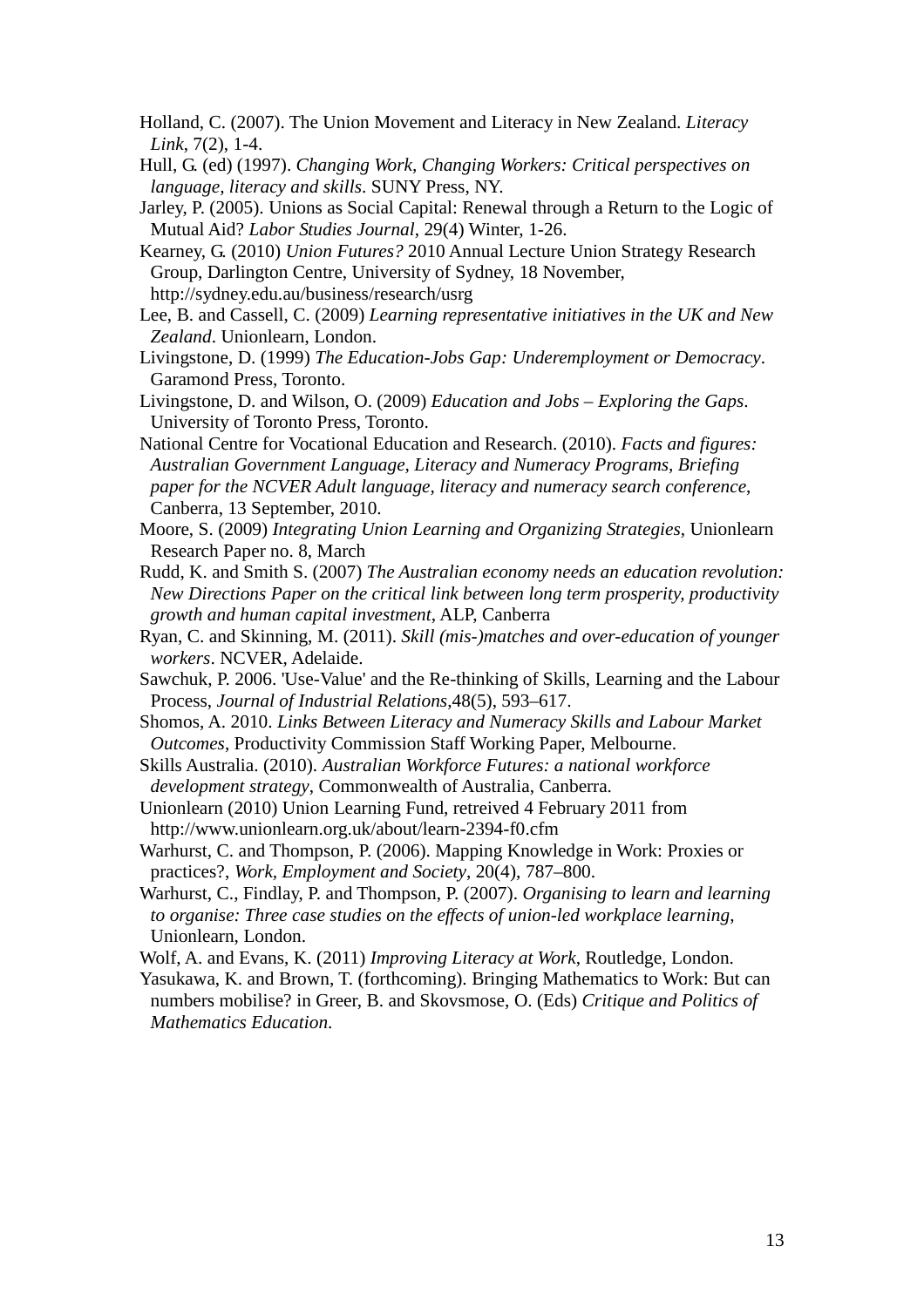Holland, C. (2007). The Union Movement and Literacy in New Zealand. *Literacy Link*, 7(2), 1-4.

Hull, G. (ed) (1997). *Changing Work, Changing Workers: Critical perspectives on language, literacy and skills*. SUNY Press, NY.

Jarley, P. (2005). Unions as Social Capital: Renewal through a Return to the Logic of Mutual Aid? *Labor Studies Journal*, 29(4) Winter, 1-26.

Kearney, G. (2010) *Union Futures?* 2010 Annual Lecture Union Strategy Research Group, Darlington Centre, University of Sydney, 18 November, http://sydney.edu.au/business/research/usrg

Lee, B. and Cassell, C. (2009) *Learning representative initiatives in the UK and New Zealand*. Unionlearn, London.

Livingstone, D. (1999) *The Education-Jobs Gap: Underemployment or Democracy*. Garamond Press, Toronto.

Livingstone, D. and Wilson, O. (2009) *Education and Jobs – Exploring the Gaps*. University of Toronto Press, Toronto.

National Centre for Vocational Education and Research. (2010). *Facts and figures: Australian Government Language, Literacy and Numeracy Programs, Briefing paper for the NCVER Adult language, literacy and numeracy search conference*, Canberra, 13 September, 2010.

Moore, S. (2009) *Integrating Union Learning and Organizing Strategies*, Unionlearn Research Paper no. 8, March

Rudd, K. and Smith S. (2007) *The Australian economy needs an education revolution: New Directions Paper on the critical link between long term prosperity, productivity growth and human capital investment*, ALP, Canberra

Ryan, C. and Skinning, M. (2011). *Skill (mis-)matches and over-education of younger workers*. NCVER, Adelaide.

Sawchuk, P. 2006. 'Use-Value' and the Re-thinking of Skills, Learning and the Labour Process, *Journal of Industrial Relations*,48(5), 593–617.

Shomos, A. 2010. *Links Between Literacy and Numeracy Skills and Labour Market Outcomes*, Productivity Commission Staff Working Paper, Melbourne.

Skills Australia. (2010). *Australian Workforce Futures: a national workforce development strategy*, Commonwealth of Australia, Canberra.

Unionlearn (2010) Union Learning Fund, retreived 4 February 2011 from http://www.unionlearn.org.uk/about/learn-2394-f0.cfm

Warhurst, C. and Thompson, P. (2006). Mapping Knowledge in Work: Proxies or practices?, *Work, Employment and Society*, 20(4), 787–800.

Warhurst, C., Findlay, P. and Thompson, P. (2007). *Organising to learn and learning to organise: Three case studies on the effects of union-led workplace learning*, Unionlearn, London.

Wolf, A. and Evans, K. (2011) *Improving Literacy at Work*, Routledge, London.

Yasukawa, K. and Brown, T. (forthcoming). Bringing Mathematics to Work: But can numbers mobilise? in Greer, B. and Skovsmose, O. (Eds) *Critique and Politics of Mathematics Education*.